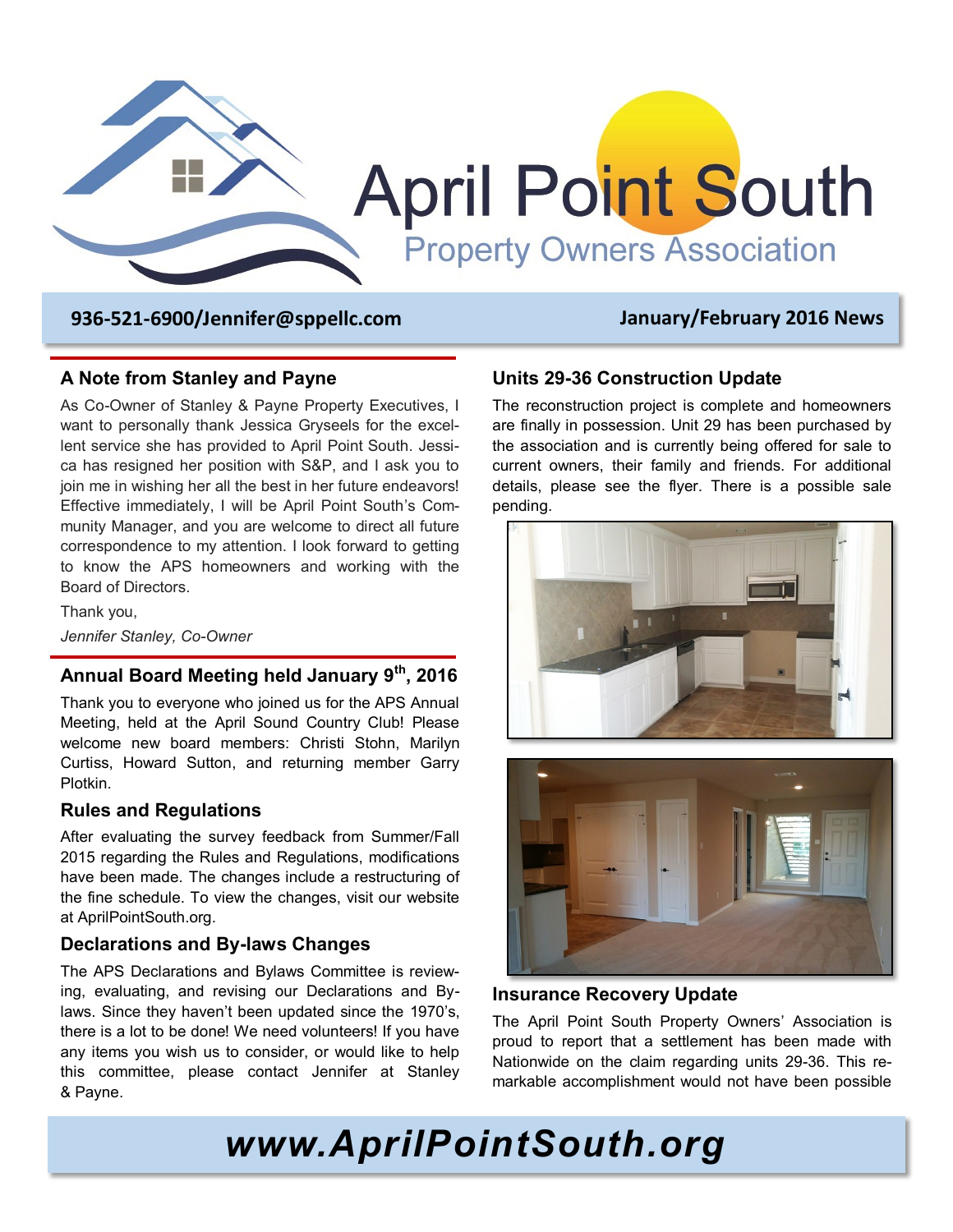# April Point South

## Property Owners Association

**936-521-6900/Jennifer@sppellc.com** **January/February 2016 News**

### A Note from Stanley and Payne

As Co-Owner of Stanley & Payne Property Executives, I want to personally thank Jessica Gryseels for the excellent service she has provided to April Point South. Jessica has resigned her position with S&P, and I ask you to join me in wishing her all the best in her future endeavors! Effective immediately, I will be April Point South's Community Manager, and you are welcome to direct all future correspondence to my attention. I look forward to getting to know the APS homeowners and working with the Board of Directors.

Thank you,

*Jennifer Stanley, Co-Owner*

### Annual Board Meeting held January 9th, 2016

Thank you to everyone who joined us for the APS Annual Meeting, held at the April Sound Country Club! Please welcome new board members: Christi Stohn, Marilyn Curtiss, Howard Sutton, and returning member Garry Plotkin.

### Rules and Regulations

After evaluating the survey feedback from Summer/Fall 2015 regarding the Rules and Regulations, modifications have been made. The changes include a restructuring of the fine schedule. To view the changes, visit our website at AprilPointSouth.org.

### Declarations and By-laws Changes

The APS Declarations and Bylaws Committee is reviewing, evaluating, and revising our Declarations and Bylaws. Since they haven't been updated since the 1970's, there is a lot to be done! We need volunteers! If you have any items you wish us to consider, or would like to help this committee, please contact Jennifer at Stanley & Payne.

### Units 29-36 Construction Update

The reconstruction project is complete and homeowners are finally in possession. Unit 29 has been purchased by the association and is currently being offered for sale to current owners, their family and friends. For additional details, please see the flyer. There is a possible sale pending.

### Insurance Recovery Update

The April Point South Property Owners' Association is proud to report that a settlement has been made with Nationwide on the claim regarding units 29-36. This remarkable accomplishment would not have been possible

**www.AprilPointSouth.org**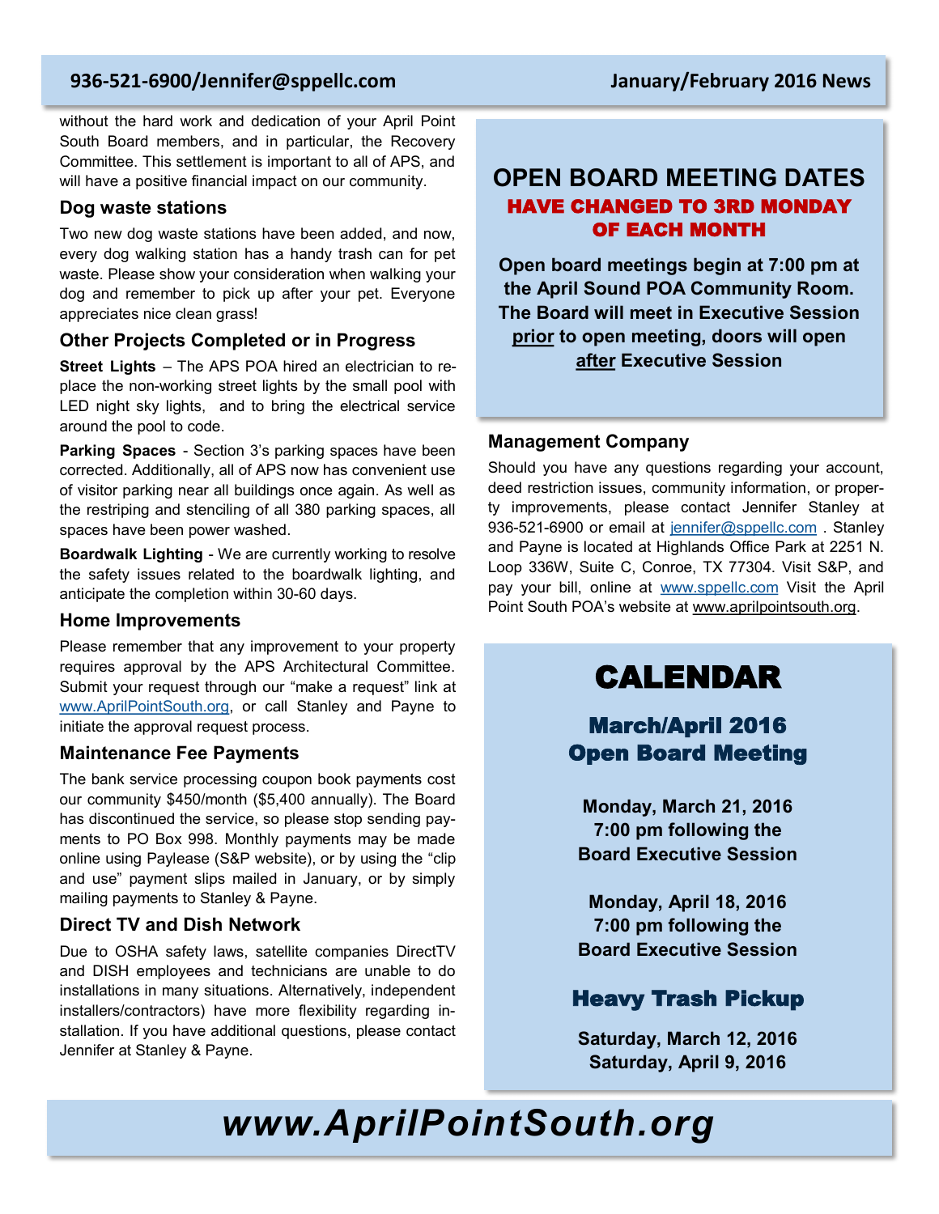without the hard work and dedication of your April Point South Board members, and in particular, the Recovery Committee. This settlement is important to all of APS, and will have a positive financial impact on our community.

### Dog waste stations

Two new dog waste stations have been added, and now, every dog walking station has a handy trash can for pet waste. Please show your consideration when walking your dog and remember to pick up after your pet. Everyone appreciates nice clean grass!

### Other Projects Completed or in Progress

**Street Lights** – The APS POA hired an electrician to replace the non-working street lights by the small pool with LED night sky lights, and to bring the electrical service around the pool to code.

**Parking Spaces** - Section 3's parking spaces have been corrected. Additionally, all of APS now has convenient use of visitor parking near all buildings once again. As well as the restriping and stenciling of all 380 parking spaces, all spaces have been power washed.

**Boardwalk Lighting** - We are currently working to resolve the safety issues related to the boardwalk lighting, and anticipate the completion within 30-60 days.

### Home Improvements

Please remember that any improvement to your property requires approval by the APS Architectural Committee. Submit your request through our "make a request" link at www.AprilPointSouth.org, or call Stanley and Payne to initiate the approval request process.

### Maintenance Fee Payments

The bank service processing coupon book payments cost our community $450/month ($5,400 annually). The Board has discontinued the service, so please stop sending payments to PO Box 998. Monthly payments may be made online using Paylease (S&P website), or by using the "clip and use" payment slips mailed in January, or by simply mailing payments to Stanley & Payne.

### Direct TV and Dish Network

Due to OSHA safety laws, satellite companies DirectTV and DISH employees and technicians are unable to do installations in many situations. Alternatively, independent installers/contractors) have more flexibility regarding installation. If you have additional questions, please contact Jennifer at Stanley & Payne.

## OPEN BOARD MEETING DATES

### HAVE CHANGED TO 3RD MONDAY OF EACH MONTH

**Open board meetings begin at 7:00 pm at the April Sound POA Community Room. The Board will meet in Executive Session prior to open meeting, doors will open after Executive Session**

### Management Company

Should you have any questions regarding your account, deed restriction issues, community information, or property improvements, please contact Jennifer Stanley at 936-521-6900 or email at jennifer@sppellc.com . Stanley and Payne is located at Highlands Office Park at 2251 N. Loop 336W, Suite C, Conroe, TX 77304. Visit S&P, and pay your bill, online at www.sppellc.com Visit the April Point South POA's website at www.aprilpointsouth.org.

## CALENDAR

### March/April 2016 Open Board Meeting

**Monday, March 21, 2016**
**7:00 pm following the Board Executive Session**

**Monday, April 18, 2016**
**7:00 pm following the Board Executive Session**

### Heavy Trash Pickup

**Saturday, March 12, 2016**
**Saturday, April 9, 2016**

***www.AprilPointSouth.org***